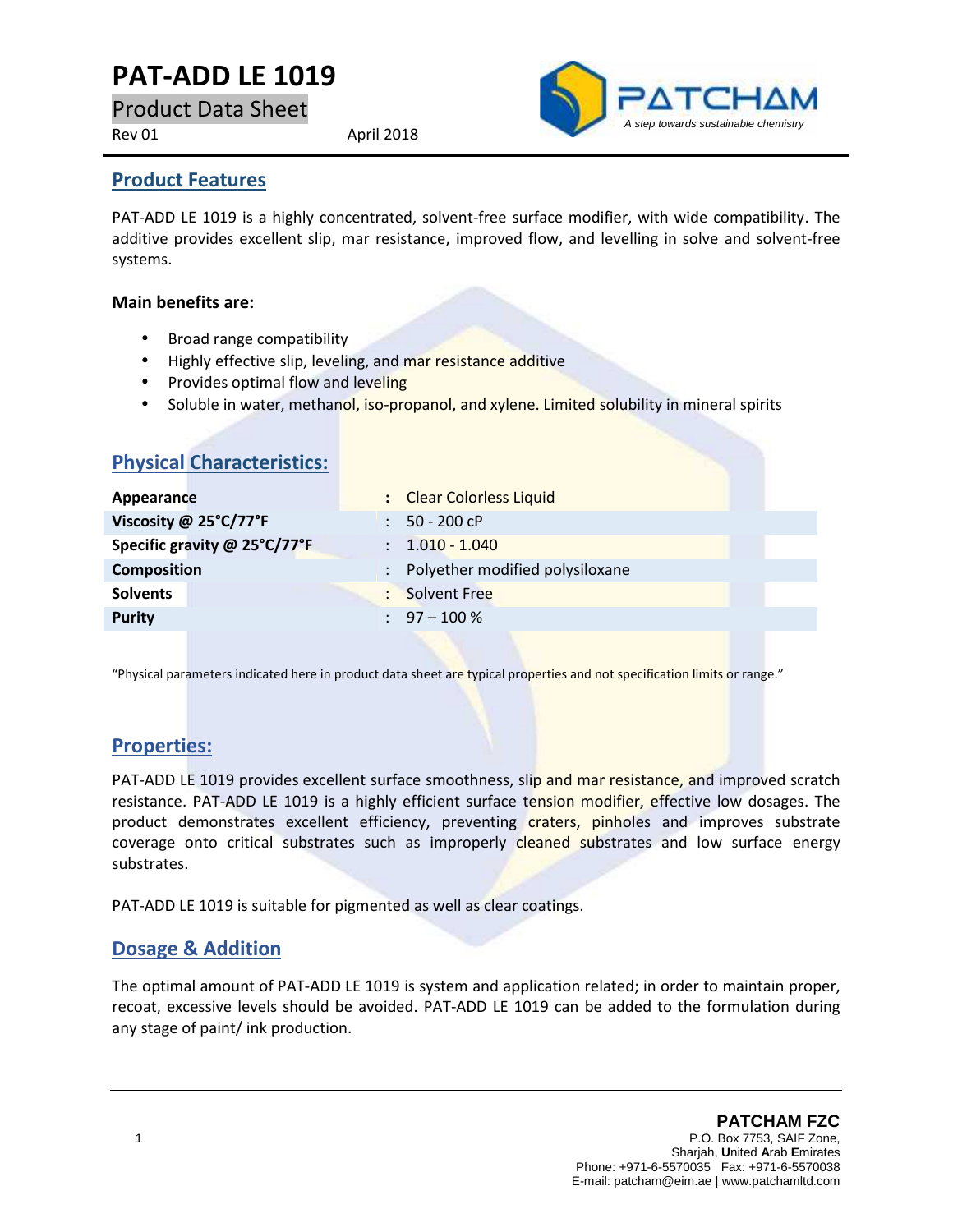# PAT-ADD LE 1019

Product Data Sheet

Rev 01 April 2018

PATCHAM
*A step towards sustainable chemistry*

## Product Features

PAT-ADD LE 1019 is a highly concentrated, solvent-free surface modifier, with wide compatibility. The additive provides excellent slip, mar resistance, improved flow, and levelling in solve and solvent-free systems.

**Main benefits are:**

- Broad range compatibility
- Highly effective slip, leveling, and mar resistance additive
- Provides optimal flow and leveling
- Soluble in water, methanol, iso-propanol, and xylene. Limited solubility in mineral spirits

## Physical Characteristics:

| | |
|---|---|
| **Appearance** | : Clear Colorless Liquid |
| **Viscosity @ 25°C/77°F** | : 50 - 200 cP |
| **Specific gravity @ 25°C/77°F** | : 1.010 - 1.040 |
| **Composition** | : Polyether modified polysiloxane |
| **Solvents** | : Solvent Free |
| **Purity** | : 97 – 100 % |

"Physical parameters indicated here in product data sheet are typical properties and not specification limits or range."

## Properties:

PAT-ADD LE 1019 provides excellent surface smoothness, slip and mar resistance, and improved scratch resistance. PAT-ADD LE 1019 is a highly efficient surface tension modifier, effective low dosages. The product demonstrates excellent efficiency, preventing craters, pinholes and improves substrate coverage onto critical substrates such as improperly cleaned substrates and low surface energy substrates.

PAT-ADD LE 1019 is suitable for pigmented as well as clear coatings.

## Dosage & Addition

The optimal amount of PAT-ADD LE 1019 is system and application related; in order to maintain proper, recoat, excessive levels should be avoided. PAT-ADD LE 1019 can be added to the formulation during any stage of paint/ ink production.

**PATCHAM FZC**
P.O. Box 7753, SAIF Zone,
Sharjah, **U**nited **A**rab **E**mirates
Phone: +971-6-5570035 Fax: +971-6-5570038
E-mail: patcham@eim.ae | www.patchamltd.com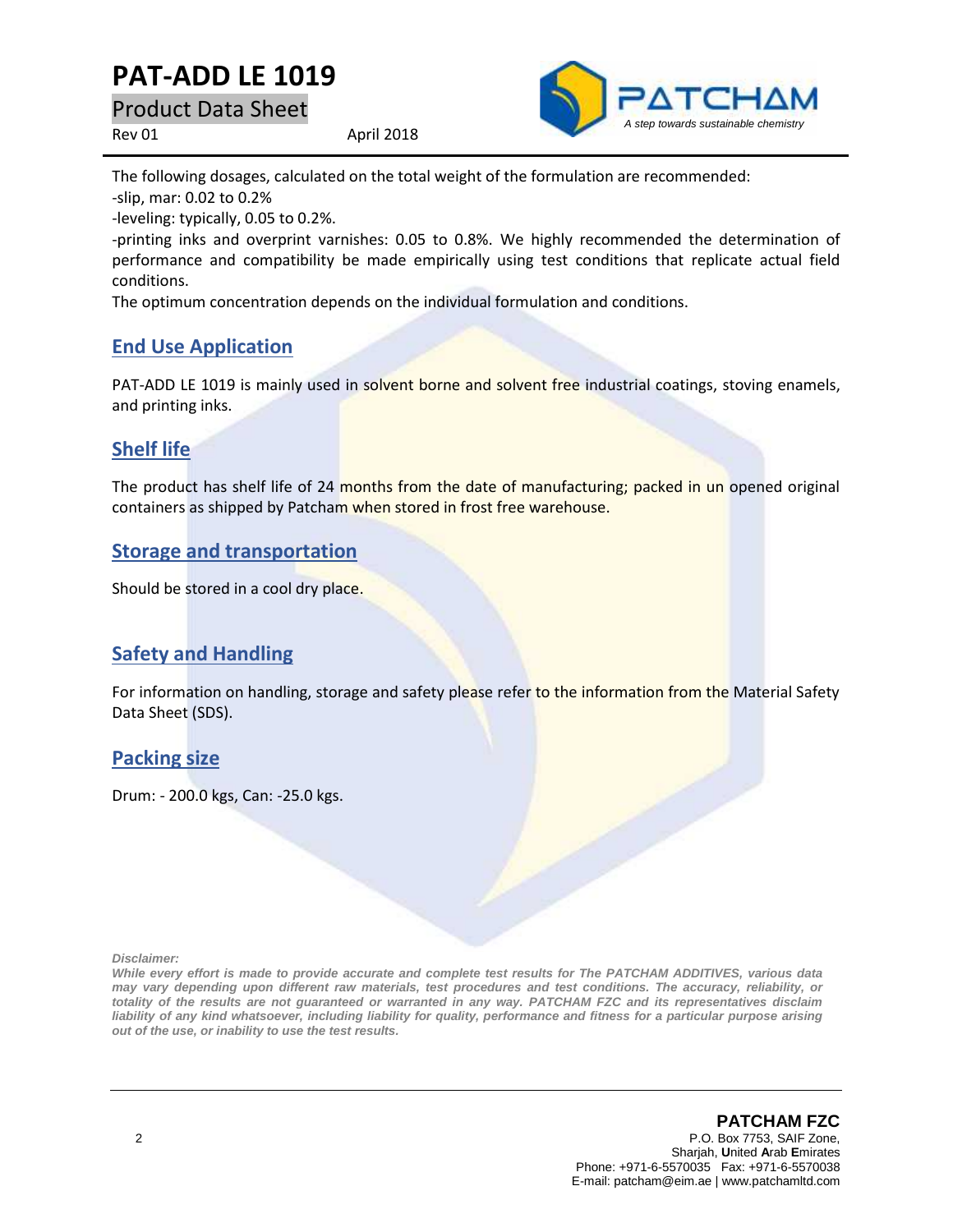The following dosages, calculated on the total weight of the formulation are recommended:

-slip, mar: 0.02 to 0.2%

-leveling: typically, 0.05 to 0.2%.

-printing inks and overprint varnishes: 0.05 to 0.8%. We highly recommended the determination of performance and compatibility be made empirically using test conditions that replicate actual field conditions.

The optimum concentration depends on the individual formulation and conditions.

## End Use Application

PAT-ADD LE 1019 is mainly used in solvent borne and solvent free industrial coatings, stoving enamels, and printing inks.

## Shelf life

The product has shelf life of 24 months from the date of manufacturing; packed in un opened original containers as shipped by Patcham when stored in frost free warehouse.

## Storage and transportation

Should be stored in a cool dry place.

## Safety and Handling

For information on handling, storage and safety please refer to the information from the Material Safety Data Sheet (SDS).

## Packing size

Drum: - 200.0 kgs, Can: -25.0 kgs.

***Disclaimer:***

***While every effort is made to provide accurate and complete test results for The PATCHAM ADDITIVES, various data may vary depending upon different raw materials, test procedures and test conditions. The accuracy, reliability, or totality of the results are not guaranteed or warranted in any way. PATCHAM FZC and its representatives disclaim liability of any kind whatsoever, including liability for quality, performance and fitness for a particular purpose arising out of the use, or inability to use the test results.***

**PATCHAM FZC**

P.O. Box 7753, SAIF Zone,
Sharjah, **U**nited **A**rab **E**mirates
Phone: +971-6-5570035 Fax: +971-6-5570038
E-mail: patcham@eim.ae | www.patchamltd.com